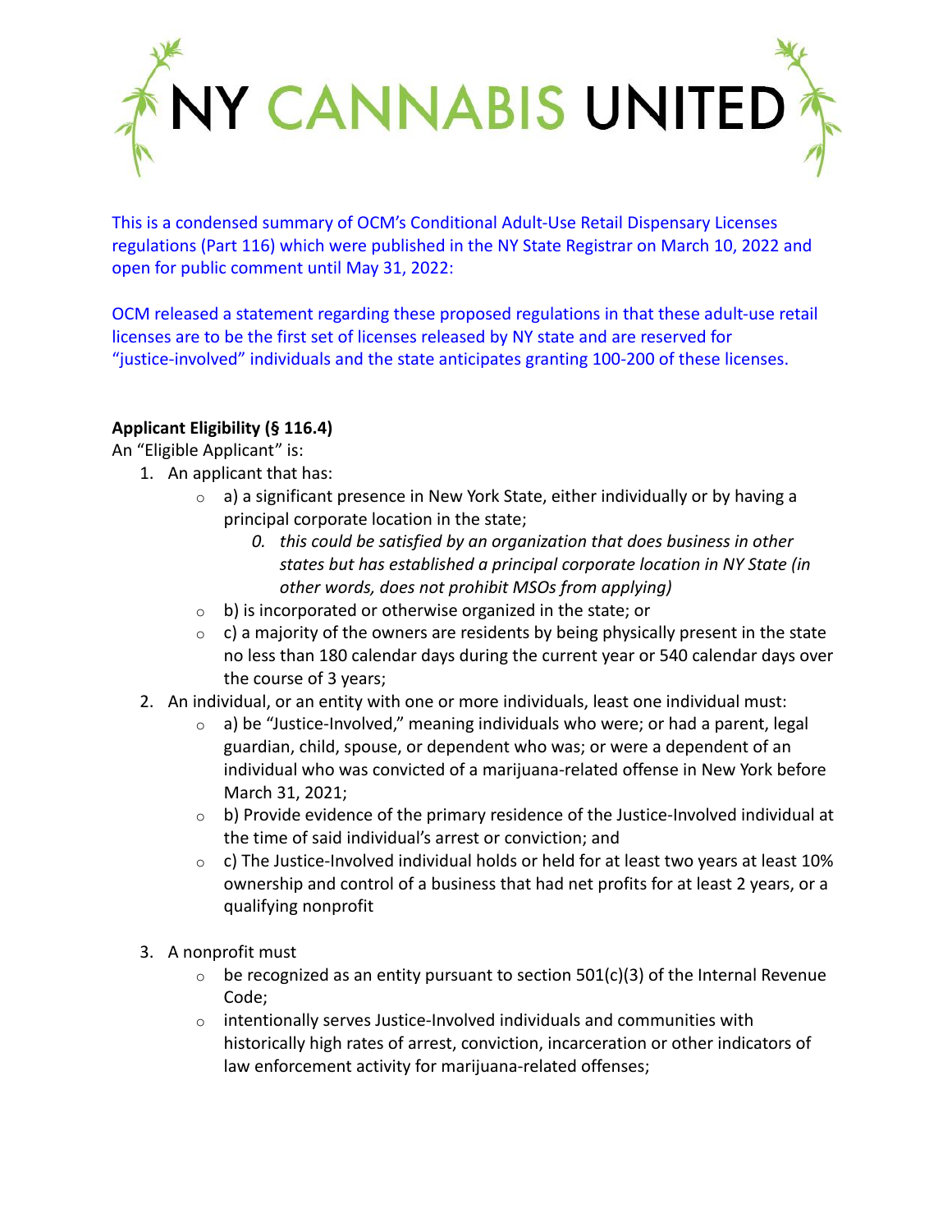# NY CANNABIS UNITED

This is a condensed summary of OCM's Conditional Adult-Use Retail Dispensary Licenses regulations (Part 116) which were published in the NY State Registrar on March 10, 2022 and open for public comment until May 31, 2022:

OCM released a statement regarding these proposed regulations in that these adult-use retail licenses are to be the first set of licenses released by NY state and are reserved for "justice-involved" individuals and the state anticipates granting 100-200 of these licenses.

**Applicant Eligibility (§ 116.4)**

An "Eligible Applicant" is:

1. An applicant that has:
   - a) a significant presence in New York State, either individually or by having a principal corporate location in the state;
     0. *this could be satisfied by an organization that does business in other states but has established a principal corporate location in NY State (in other words, does not prohibit MSOs from applying)*
   - b) is incorporated or otherwise organized in the state; or
   - c) a majority of the owners are residents by being physically present in the state no less than 180 calendar days during the current year or 540 calendar days over the course of 3 years;
2. An individual, or an entity with one or more individuals, least one individual must:
   - a) be "Justice-Involved," meaning individuals who were; or had a parent, legal guardian, child, spouse, or dependent who was; or were a dependent of an individual who was convicted of a marijuana-related offense in New York before March 31, 2021;
   - b) Provide evidence of the primary residence of the Justice-Involved individual at the time of said individual's arrest or conviction; and
   - c) The Justice-Involved individual holds or held for at least two years at least 10% ownership and control of a business that had net profits for at least 2 years, or a qualifying nonprofit
3. A nonprofit must
   - be recognized as an entity pursuant to section 501(c)(3) of the Internal Revenue Code;
   - intentionally serves Justice-Involved individuals and communities with historically high rates of arrest, conviction, incarceration or other indicators of law enforcement activity for marijuana-related offenses;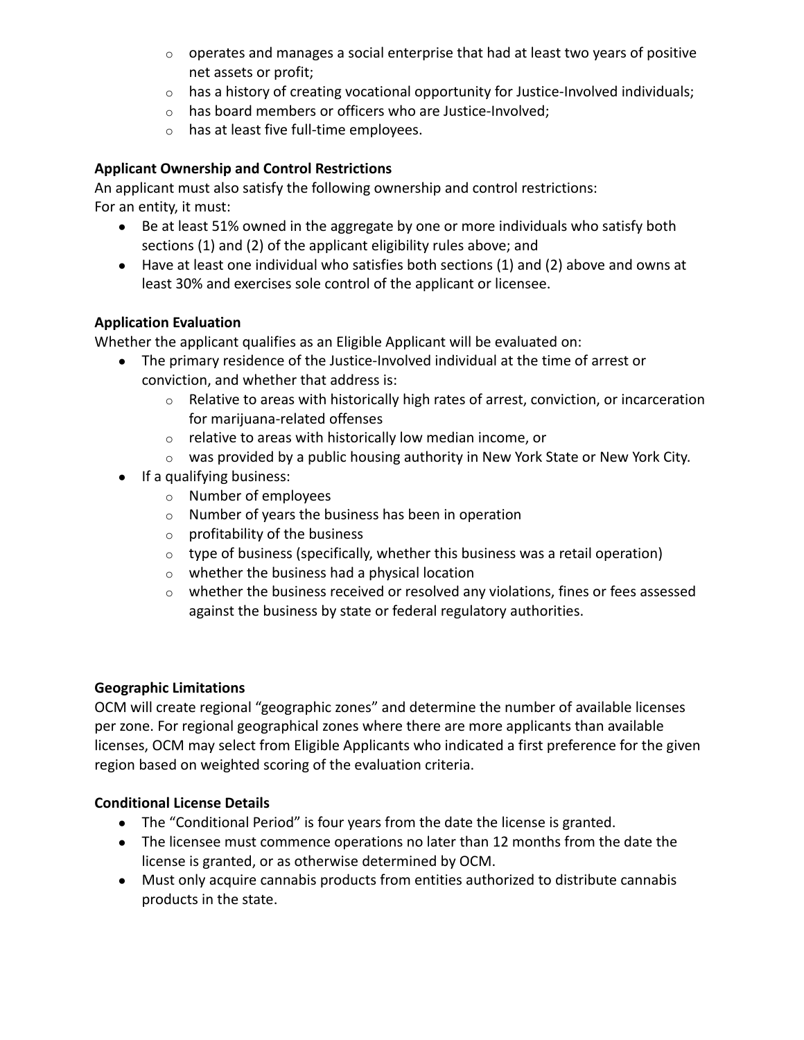- operates and manages a social enterprise that had at least two years of positive net assets or profit;
- has a history of creating vocational opportunity for Justice-Involved individuals;
- has board members or officers who are Justice-Involved;
- has at least five full-time employees.

**Applicant Ownership and Control Restrictions**

An applicant must also satisfy the following ownership and control restrictions:
For an entity, it must:

- Be at least 51% owned in the aggregate by one or more individuals who satisfy both sections (1) and (2) of the applicant eligibility rules above; and
- Have at least one individual who satisfies both sections (1) and (2) above and owns at least 30% and exercises sole control of the applicant or licensee.

**Application Evaluation**

Whether the applicant qualifies as an Eligible Applicant will be evaluated on:

- The primary residence of the Justice-Involved individual at the time of arrest or conviction, and whether that address is:
  - Relative to areas with historically high rates of arrest, conviction, or incarceration for marijuana-related offenses
  - relative to areas with historically low median income, or
  - was provided by a public housing authority in New York State or New York City.
- If a qualifying business:
  - Number of employees
  - Number of years the business has been in operation
  - profitability of the business
  - type of business (specifically, whether this business was a retail operation)
  - whether the business had a physical location
  - whether the business received or resolved any violations, fines or fees assessed against the business by state or federal regulatory authorities.

**Geographic Limitations**

OCM will create regional "geographic zones" and determine the number of available licenses per zone. For regional geographical zones where there are more applicants than available licenses, OCM may select from Eligible Applicants who indicated a first preference for the given region based on weighted scoring of the evaluation criteria.

**Conditional License Details**

- The "Conditional Period" is four years from the date the license is granted.
- The licensee must commence operations no later than 12 months from the date the license is granted, or as otherwise determined by OCM.
- Must only acquire cannabis products from entities authorized to distribute cannabis products in the state.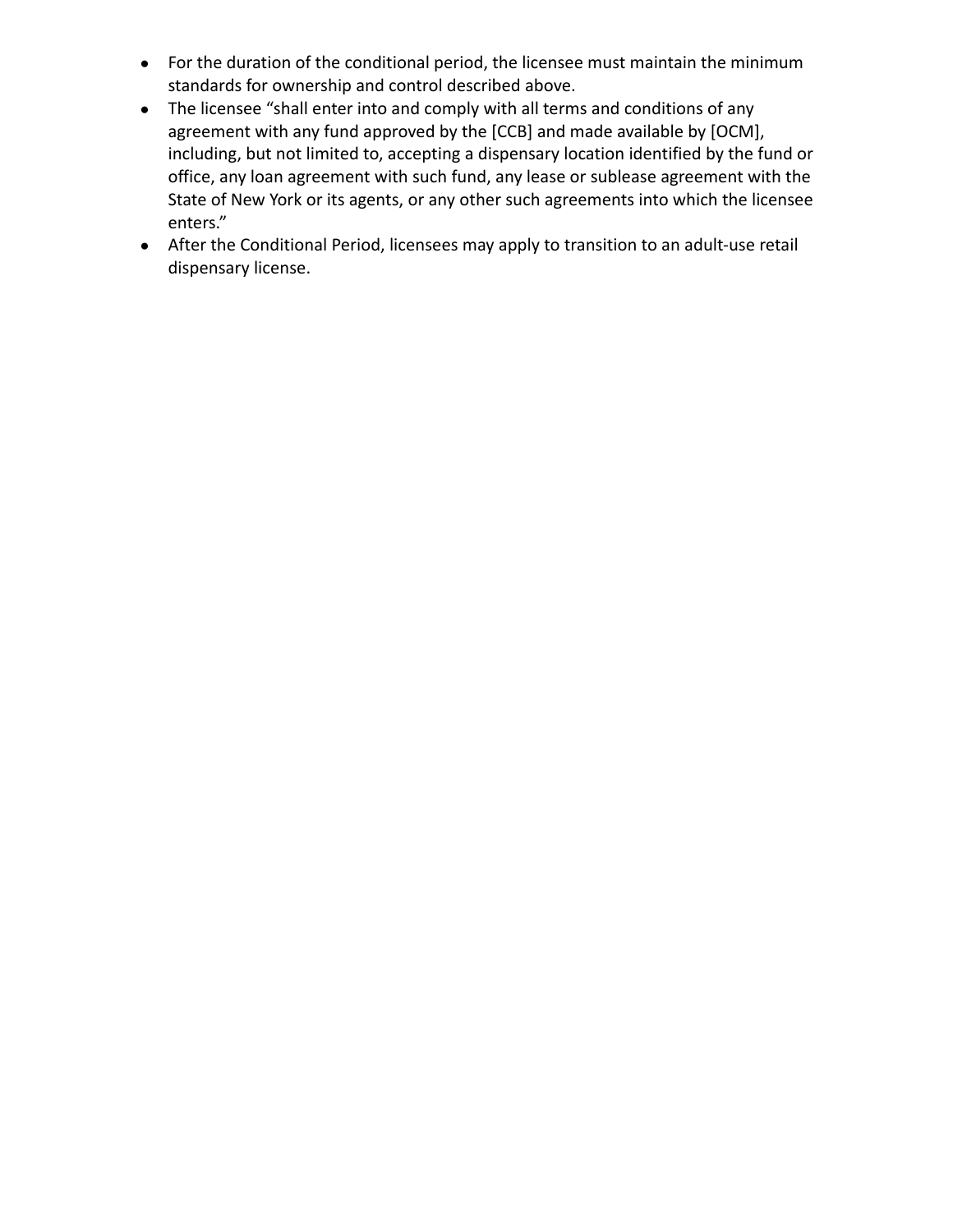- For the duration of the conditional period, the licensee must maintain the minimum standards for ownership and control described above.
- The licensee "shall enter into and comply with all terms and conditions of any agreement with any fund approved by the [CCB] and made available by [OCM], including, but not limited to, accepting a dispensary location identified by the fund or office, any loan agreement with such fund, any lease or sublease agreement with the State of New York or its agents, or any other such agreements into which the licensee enters."
- After the Conditional Period, licensees may apply to transition to an adult-use retail dispensary license.